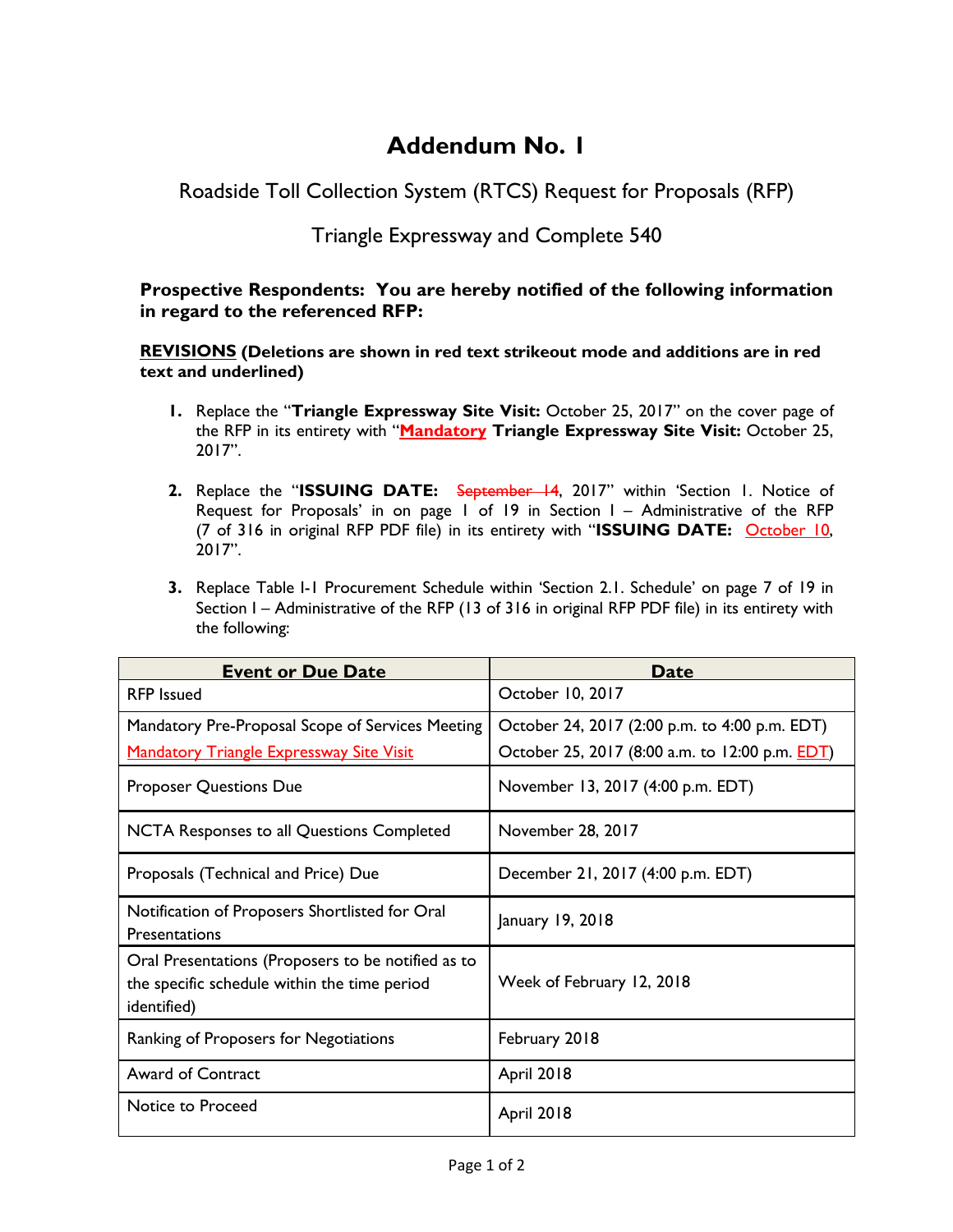# Addendum No. 1

Roadside Toll Collection System (RTCS) Request for Proposals (RFP)

Triangle Expressway and Complete 540

**Prospective Respondents: You are hereby notified of the following information in regard to the referenced RFP:**

**REVISIONS (Deletions are shown in red text strikeout mode and additions are in red text and underlined)**

1. Replace the "**Triangle Expressway Site Visit:** October 25, 2017" on the cover page of the RFP in its entirety with "**Mandatory Triangle Expressway Site Visit:** October 25, 2017".

2. Replace the "**ISSUING DATE:** ~~September 14~~, 2017" within 'Section 1. Notice of Request for Proposals' in on page 1 of 19 in Section I – Administrative of the RFP (7 of 316 in original RFP PDF file) in its entirety with "**ISSUING DATE:** October 10, 2017".

3. Replace Table I-1 Procurement Schedule within 'Section 2.1. Schedule' on page 7 of 19 in Section I – Administrative of the RFP (13 of 316 in original RFP PDF file) in its entirety with the following:

| Event or Due Date | Date |
|---|---|
| RFP Issued | October 10, 2017 |
| Mandatory Pre-Proposal Scope of Services Meeting<br>Mandatory Triangle Expressway Site Visit | October 24, 2017 (2:00 p.m. to 4:00 p.m. EDT)<br>October 25, 2017 (8:00 a.m. to 12:00 p.m. EDT) |
| Proposer Questions Due | November 13, 2017 (4:00 p.m. EDT) |
| NCTA Responses to all Questions Completed | November 28, 2017 |
| Proposals (Technical and Price) Due | December 21, 2017 (4:00 p.m. EDT) |
| Notification of Proposers Shortlisted for Oral Presentations | January 19, 2018 |
| Oral Presentations (Proposers to be notified as to the specific schedule within the time period identified) | Week of February 12, 2018 |
| Ranking of Proposers for Negotiations | February 2018 |
| Award of Contract | April 2018 |
| Notice to Proceed | April 2018 |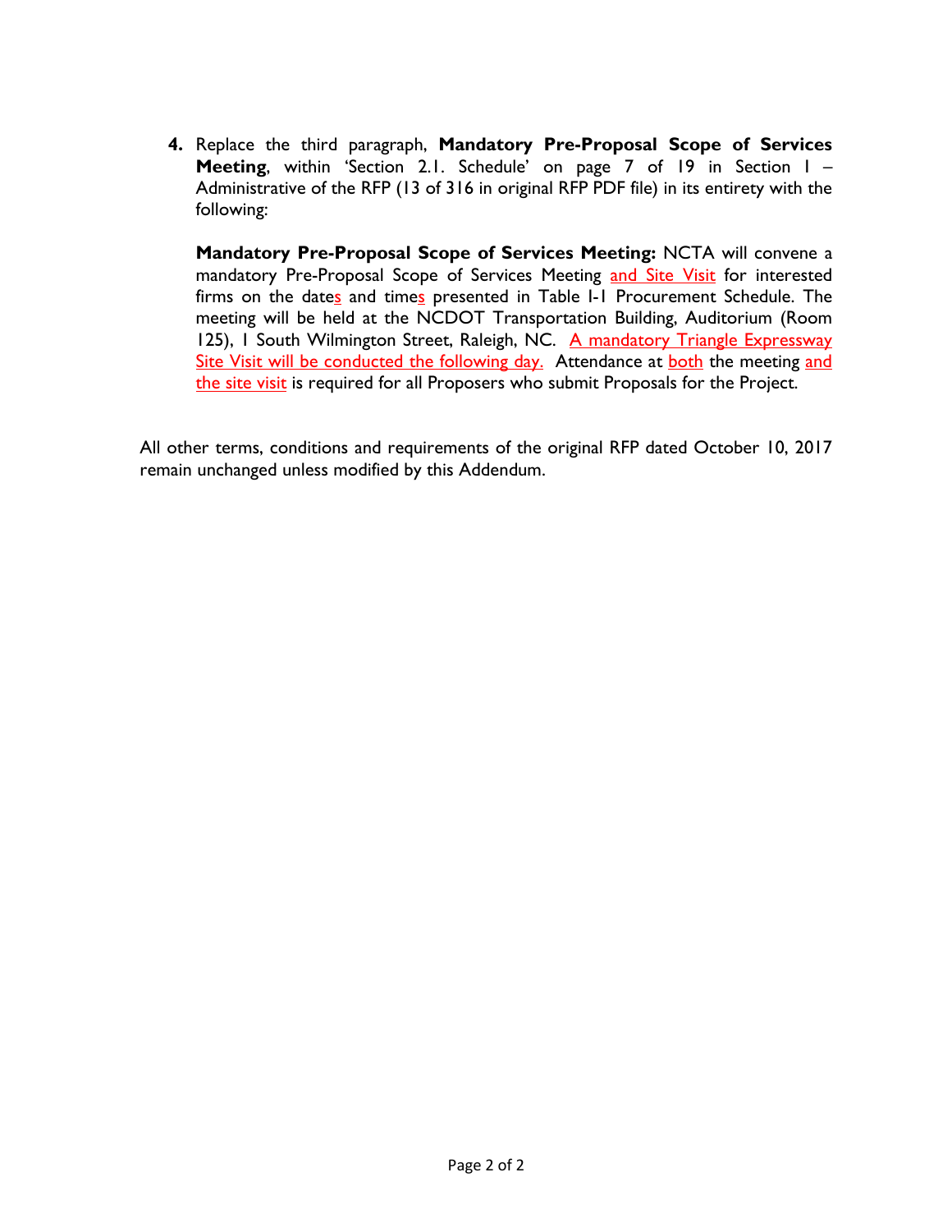4. Replace the third paragraph, **Mandatory Pre-Proposal Scope of Services Meeting**, within 'Section 2.1. Schedule' on page 7 of 19 in Section I – Administrative of the RFP (13 of 316 in original RFP PDF file) in its entirety with the following:

   **Mandatory Pre-Proposal Scope of Services Meeting:** NCTA will convene a mandatory Pre-Proposal Scope of Services Meeting <u>and Site Visit</u> for interested firms on the date<u>s</u> and time<u>s</u> presented in Table I-1 Procurement Schedule. The meeting will be held at the NCDOT Transportation Building, Auditorium (Room 125), 1 South Wilmington Street, Raleigh, NC. <u>A mandatory Triangle Expressway Site Visit will be conducted the following day.</u> Attendance at <u>both</u> the meeting <u>and the site visit</u> is required for all Proposers who submit Proposals for the Project.

All other terms, conditions and requirements of the original RFP dated October 10, 2017 remain unchanged unless modified by this Addendum.